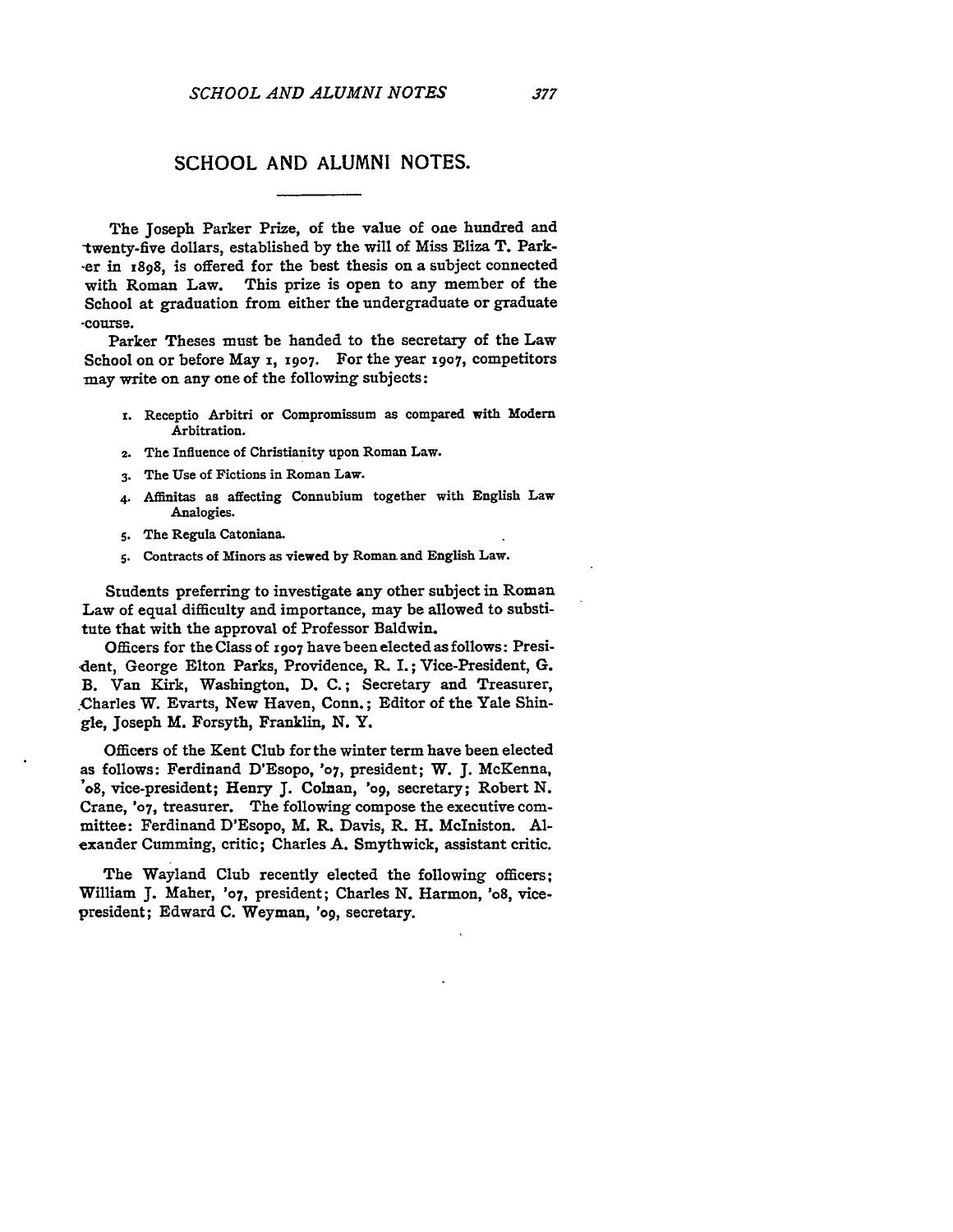# SCHOOL AND ALUMNI NOTES.

The Joseph Parker Prize, of the value of one hundred and twenty-five dollars, established by the will of Miss Eliza T. Parker in 1898, is offered for the best thesis on a subject connected with Roman Law. This prize is open to any member of the School at graduation from either the undergraduate or graduate course.

Parker Theses must be handed to the secretary of the Law School on or before May 1, 1907. For the year 1907, competitors may write on any one of the following subjects:

1. Receptio Arbitri or Compromissum as compared with Modern Arbitration.
2. The Influence of Christianity upon Roman Law.
3. The Use of Fictions in Roman Law.
4. Affinitas as affecting Connubium together with English Law Analogies.
5. The Regula Catoniana.
5. Contracts of Minors as viewed by Roman and English Law.

Students preferring to investigate any other subject in Roman Law of equal difficulty and importance, may be allowed to substitute that with the approval of Professor Baldwin.

Officers for the Class of 1907 have been elected as follows: President, George Elton Parks, Providence, R. I.; Vice-President, G. B. Van Kirk, Washington, D. C.; Secretary and Treasurer, Charles W. Evarts, New Haven, Conn.; Editor of the Yale Shingle, Joseph M. Forsyth, Franklin, N. Y.

Officers of the Kent Club for the winter term have been elected as follows: Ferdinand D'Esopo, '07, president; W. J. McKenna, '08, vice-president; Henry J. Colnan, '09, secretary; Robert N. Crane, '07, treasurer. The following compose the executive committee: Ferdinand D'Esopo, M. R. Davis, R. H. McIniston. Alexander Cumming, critic; Charles A. Smythwick, assistant critic.

The Wayland Club recently elected the following officers; William J. Maher, '07, president; Charles N. Harmon, '08, vice-president; Edward C. Weyman, '09, secretary.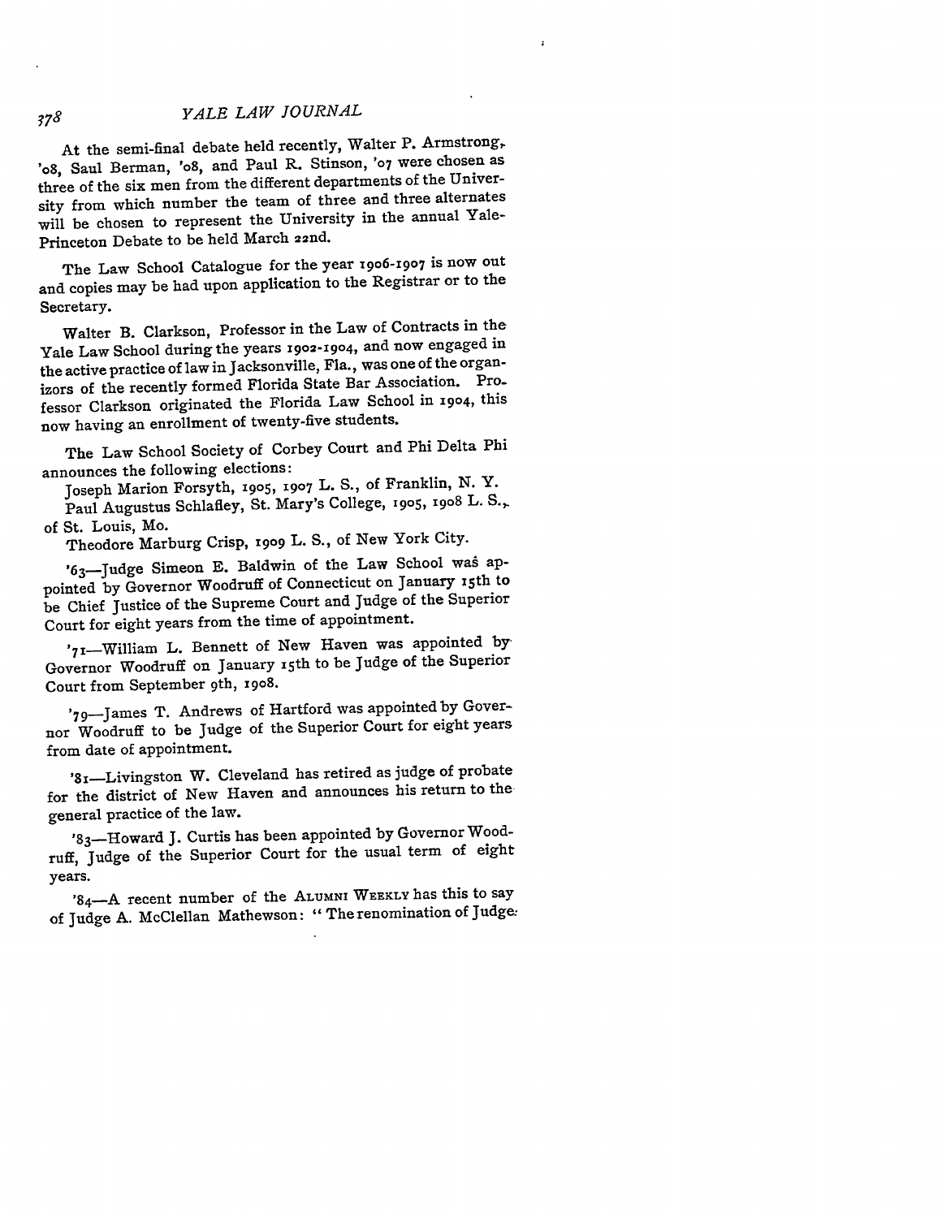At the semi-final debate held recently, Walter P. Armstrong, '08, Saul Berman, '08, and Paul R. Stinson, '07 were chosen as three of the six men from the different departments of the University from which number the team of three and three alternates will be chosen to represent the University in the annual Yale-Princeton Debate to be held March 22nd.

The Law School Catalogue for the year 1906-1907 is now out and copies may be had upon application to the Registrar or to the Secretary.

Walter B. Clarkson, Professor in the Law of Contracts in the Yale Law School during the years 1902-1904, and now engaged in the active practice of law in Jacksonville, Fla., was one of the organizors of the recently formed Florida State Bar Association. Professor Clarkson originated the Florida Law School in 1904, this now having an enrollment of twenty-five students.

The Law School Society of Corbey Court and Phi Delta Phi announces the following elections:

Joseph Marion Forsyth, 1905, 1907 L. S., of Franklin, N. Y.

Paul Augustus Schlafley, St. Mary's College, 1905, 1908 L. S., of St. Louis, Mo.

Theodore Marburg Crisp, 1909 L. S., of New York City.

'63—Judge Simeon E. Baldwin of the Law School was appointed by Governor Woodruff of Connecticut on January 15th to be Chief Justice of the Supreme Court and Judge of the Superior Court for eight years from the time of appointment.

'71—William L. Bennett of New Haven was appointed by Governor Woodruff on January 15th to be Judge of the Superior Court from September 9th, 1908.

'79—James T. Andrews of Hartford was appointed by Governor Woodruff to be Judge of the Superior Court for eight years from date of appointment.

'81—Livingston W. Cleveland has retired as judge of probate for the district of New Haven and announces his return to the general practice of the law.

'83—Howard J. Curtis has been appointed by Governor Woodruff, Judge of the Superior Court for the usual term of eight years.

'84—A recent number of the ALUMNI WEEKLY has this to say of Judge A. McClellan Mathewson: "The renomination of Judge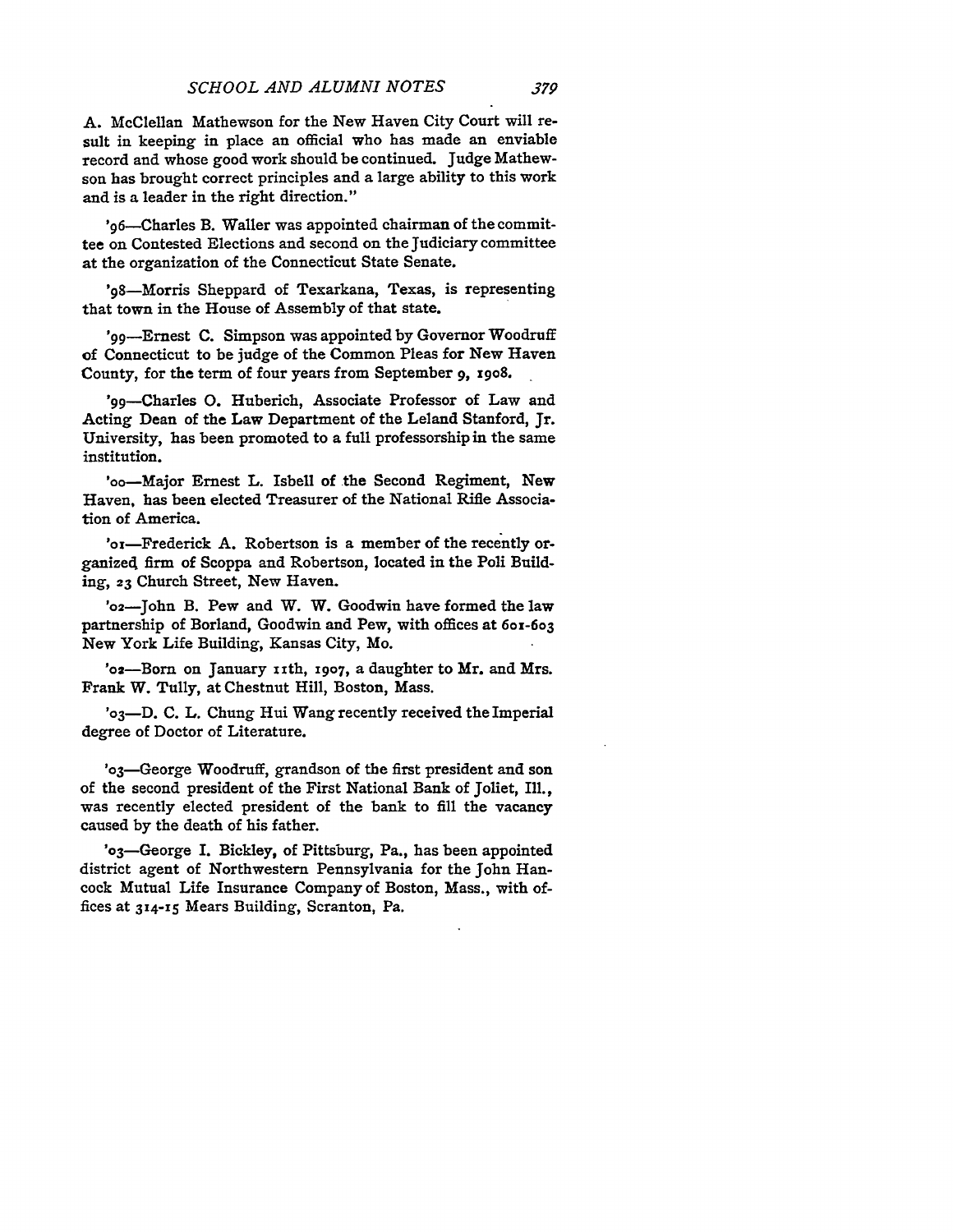A. McClellan Mathewson for the New Haven City Court will result in keeping in place an official who has made an enviable record and whose good work should be continued. Judge Mathewson has brought correct principles and a large ability to this work and is a leader in the right direction."

'96—Charles B. Waller was appointed chairman of the committee on Contested Elections and second on the Judiciary committee at the organization of the Connecticut State Senate.

'98—Morris Sheppard of Texarkana, Texas, is representing that town in the House of Assembly of that state.

'99—Ernest C. Simpson was appointed by Governor Woodruff of Connecticut to be judge of the Common Pleas for New Haven County, for the term of four years from September 9, 1908.

'99—Charles O. Huberich, Associate Professor of Law and Acting Dean of the Law Department of the Leland Stanford, Jr. University, has been promoted to a full professorship in the same institution.

'00—Major Ernest L. Isbell of the Second Regiment, New Haven, has been elected Treasurer of the National Rifle Association of America.

'01—Frederick A. Robertson is a member of the recently organized firm of Scoppa and Robertson, located in the Poli Building, 23 Church Street, New Haven.

'02—John B. Pew and W. W. Goodwin have formed the law partnership of Borland, Goodwin and Pew, with offices at 601-603 New York Life Building, Kansas City, Mo.

'02—Born on January 11th, 1907, a daughter to Mr. and Mrs. Frank W. Tully, at Chestnut Hill, Boston, Mass.

'03—D. C. L. Chung Hui Wang recently received the Imperial degree of Doctor of Literature.

'03—George Woodruff, grandson of the first president and son of the second president of the First National Bank of Joliet, Ill., was recently elected president of the bank to fill the vacancy caused by the death of his father.

'03—George I. Bickley, of Pittsburg, Pa., has been appointed district agent of Northwestern Pennsylvania for the John Hancock Mutual Life Insurance Company of Boston, Mass., with offices at 314-15 Mears Building, Scranton, Pa.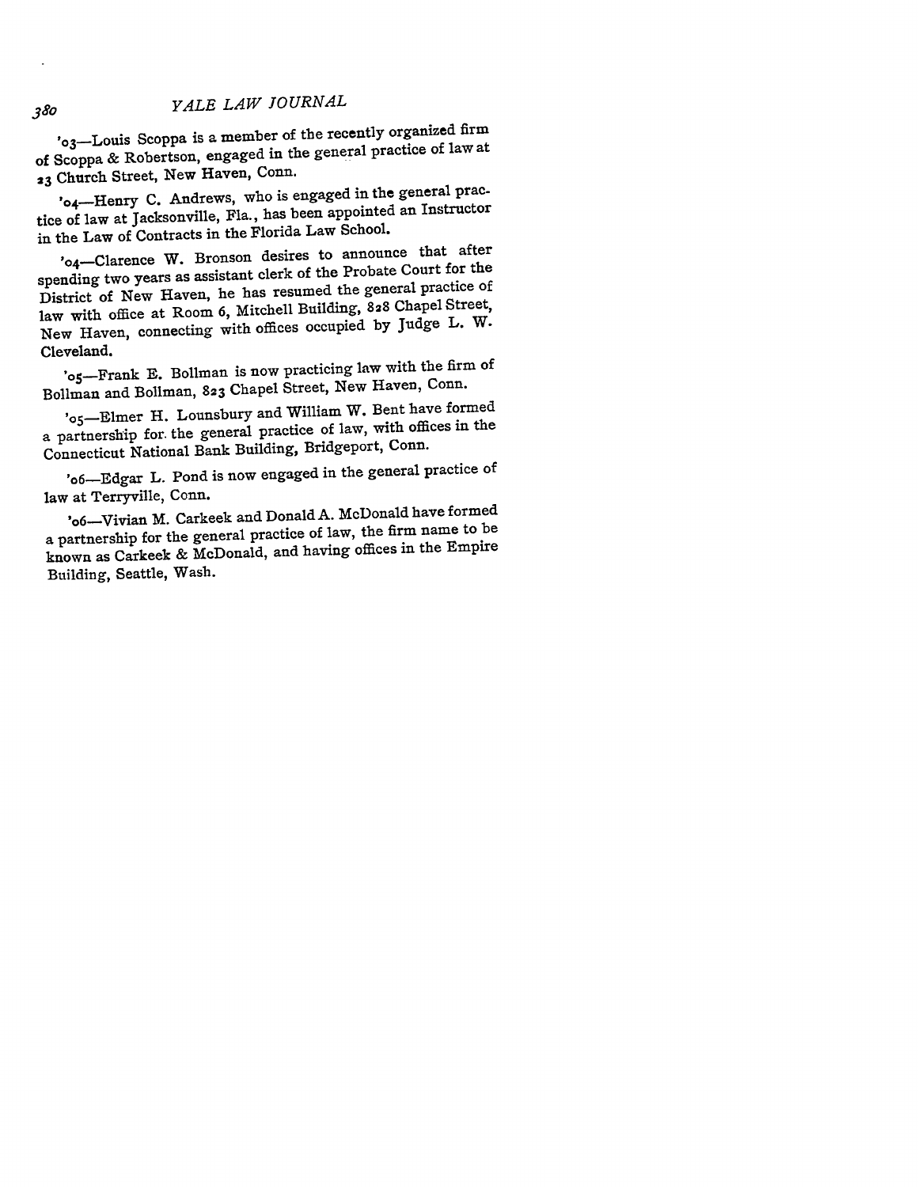'03—Louis Scoppa is a member of the recently organized firm of Scoppa & Robertson, engaged in the general practice of law at 23 Church Street, New Haven, Conn.

'04—Henry C. Andrews, who is engaged in the general practice of law at Jacksonville, Fla., has been appointed an Instructor in the Law of Contracts in the Florida Law School.

'04—Clarence W. Bronson desires to announce that after spending two years as assistant clerk of the Probate Court for the District of New Haven, he has resumed the general practice of law with office at Room 6, Mitchell Building, 828 Chapel Street, New Haven, connecting with offices occupied by Judge L. W. Cleveland.

'05—Frank E. Bollman is now practicing law with the firm of Bollman and Bollman, 823 Chapel Street, New Haven, Conn.

'05—Elmer H. Lounsbury and William W. Bent have formed a partnership for the general practice of law, with offices in the Connecticut National Bank Building, Bridgeport, Conn.

'06—Edgar L. Pond is now engaged in the general practice of law at Terryville, Conn.

'06—Vivian M. Carkeek and Donald A. McDonald have formed a partnership for the general practice of law, the firm name to be known as Carkeek & McDonald, and having offices in the Empire Building, Seattle, Wash.